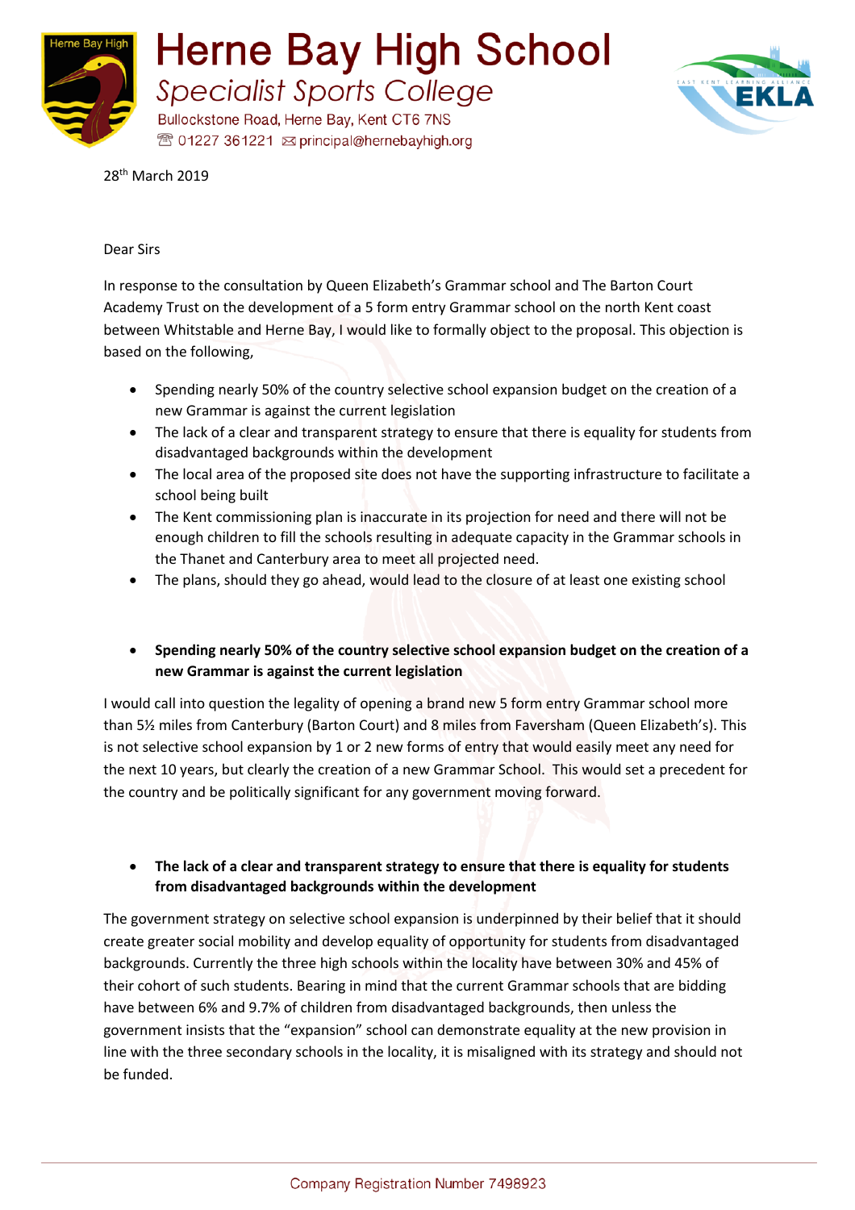# Herne Bay High School

*Specialist Sports College*

Bullockstone Road, Herne Bay, Kent CT6 7NS
☎ 01227 361221 ✉ principal@hernebayhigh.org

28th March 2019

Dear Sirs

In response to the consultation by Queen Elizabeth's Grammar school and The Barton Court Academy Trust on the development of a 5 form entry Grammar school on the north Kent coast between Whitstable and Herne Bay, I would like to formally object to the proposal. This objection is based on the following,

- Spending nearly 50% of the country selective school expansion budget on the creation of a new Grammar is against the current legislation
- The lack of a clear and transparent strategy to ensure that there is equality for students from disadvantaged backgrounds within the development
- The local area of the proposed site does not have the supporting infrastructure to facilitate a school being built
- The Kent commissioning plan is inaccurate in its projection for need and there will not be enough children to fill the schools resulting in adequate capacity in the Grammar schools in the Thanet and Canterbury area to meet all projected need.
- The plans, should they go ahead, would lead to the closure of at least one existing school

- **Spending nearly 50% of the country selective school expansion budget on the creation of a new Grammar is against the current legislation**

I would call into question the legality of opening a brand new 5 form entry Grammar school more than 5½ miles from Canterbury (Barton Court) and 8 miles from Faversham (Queen Elizabeth's). This is not selective school expansion by 1 or 2 new forms of entry that would easily meet any need for the next 10 years, but clearly the creation of a new Grammar School. This would set a precedent for the country and be politically significant for any government moving forward.

- **The lack of a clear and transparent strategy to ensure that there is equality for students from disadvantaged backgrounds within the development**

The government strategy on selective school expansion is underpinned by their belief that it should create greater social mobility and develop equality of opportunity for students from disadvantaged backgrounds. Currently the three high schools within the locality have between 30% and 45% of their cohort of such students. Bearing in mind that the current Grammar schools that are bidding have between 6% and 9.7% of children from disadvantaged backgrounds, then unless the government insists that the "expansion" school can demonstrate equality at the new provision in line with the three secondary schools in the locality, it is misaligned with its strategy and should not be funded.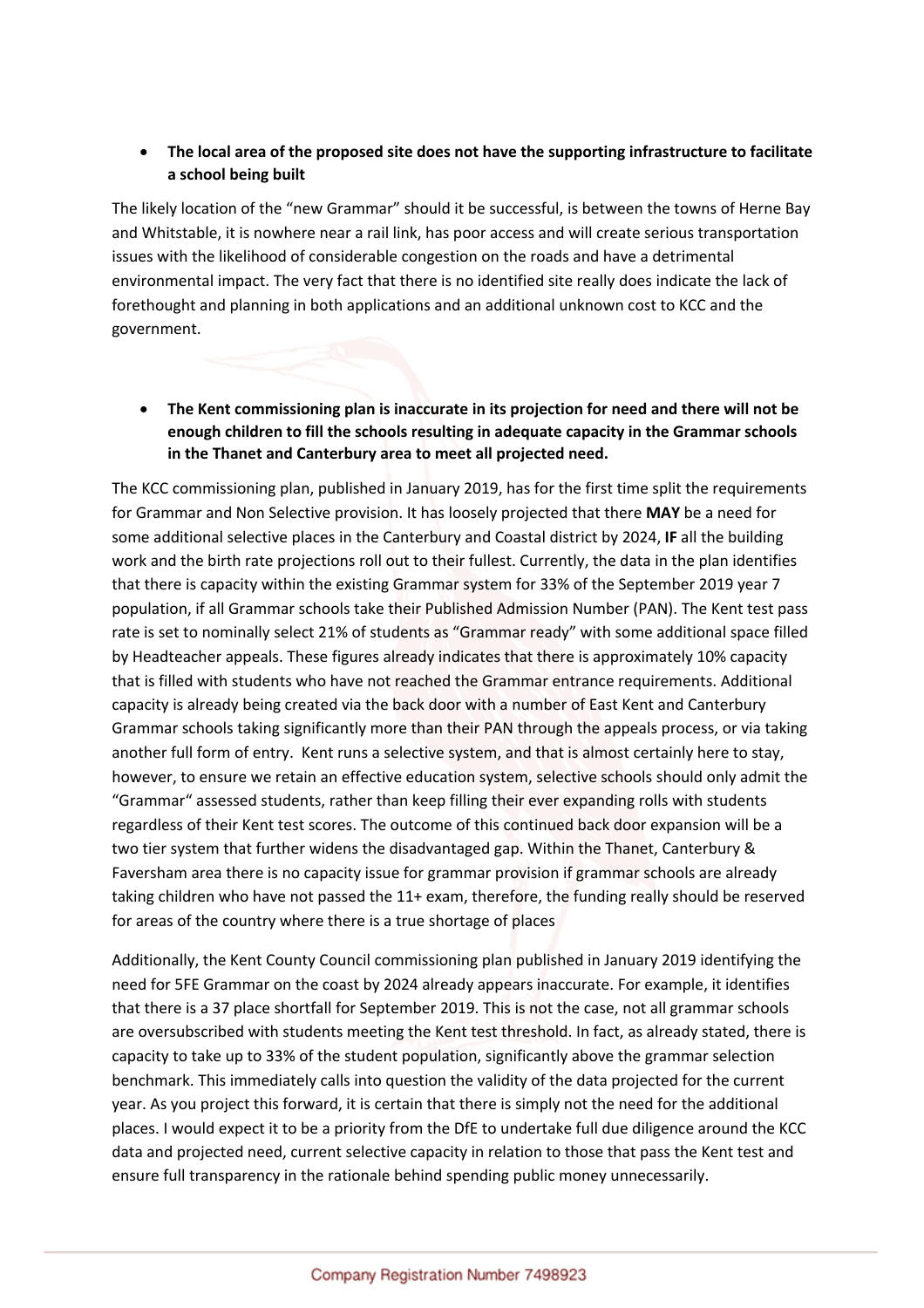- **The local area of the proposed site does not have the supporting infrastructure to facilitate a school being built**

The likely location of the "new Grammar" should it be successful, is between the towns of Herne Bay and Whitstable, it is nowhere near a rail link, has poor access and will create serious transportation issues with the likelihood of considerable congestion on the roads and have a detrimental environmental impact. The very fact that there is no identified site really does indicate the lack of forethought and planning in both applications and an additional unknown cost to KCC and the government.

- **The Kent commissioning plan is inaccurate in its projection for need and there will not be enough children to fill the schools resulting in adequate capacity in the Grammar schools in the Thanet and Canterbury area to meet all projected need.**

The KCC commissioning plan, published in January 2019, has for the first time split the requirements for Grammar and Non Selective provision. It has loosely projected that there **MAY** be a need for some additional selective places in the Canterbury and Coastal district by 2024, **IF** all the building work and the birth rate projections roll out to their fullest. Currently, the data in the plan identifies that there is capacity within the existing Grammar system for 33% of the September 2019 year 7 population, if all Grammar schools take their Published Admission Number (PAN). The Kent test pass rate is set to nominally select 21% of students as "Grammar ready" with some additional space filled by Headteacher appeals. These figures already indicates that there is approximately 10% capacity that is filled with students who have not reached the Grammar entrance requirements. Additional capacity is already being created via the back door with a number of East Kent and Canterbury Grammar schools taking significantly more than their PAN through the appeals process, or via taking another full form of entry. Kent runs a selective system, and that is almost certainly here to stay, however, to ensure we retain an effective education system, selective schools should only admit the "Grammar" assessed students, rather than keep filling their ever expanding rolls with students regardless of their Kent test scores. The outcome of this continued back door expansion will be a two tier system that further widens the disadvantaged gap. Within the Thanet, Canterbury & Faversham area there is no capacity issue for grammar provision if grammar schools are already taking children who have not passed the 11+ exam, therefore, the funding really should be reserved for areas of the country where there is a true shortage of places

Additionally, the Kent County Council commissioning plan published in January 2019 identifying the need for 5FE Grammar on the coast by 2024 already appears inaccurate. For example, it identifies that there is a 37 place shortfall for September 2019. This is not the case, not all grammar schools are oversubscribed with students meeting the Kent test threshold. In fact, as already stated, there is capacity to take up to 33% of the student population, significantly above the grammar selection benchmark. This immediately calls into question the validity of the data projected for the current year. As you project this forward, it is certain that there is simply not the need for the additional places. I would expect it to be a priority from the DfE to undertake full due diligence around the KCC data and projected need, current selective capacity in relation to those that pass the Kent test and ensure full transparency in the rationale behind spending public money unnecessarily.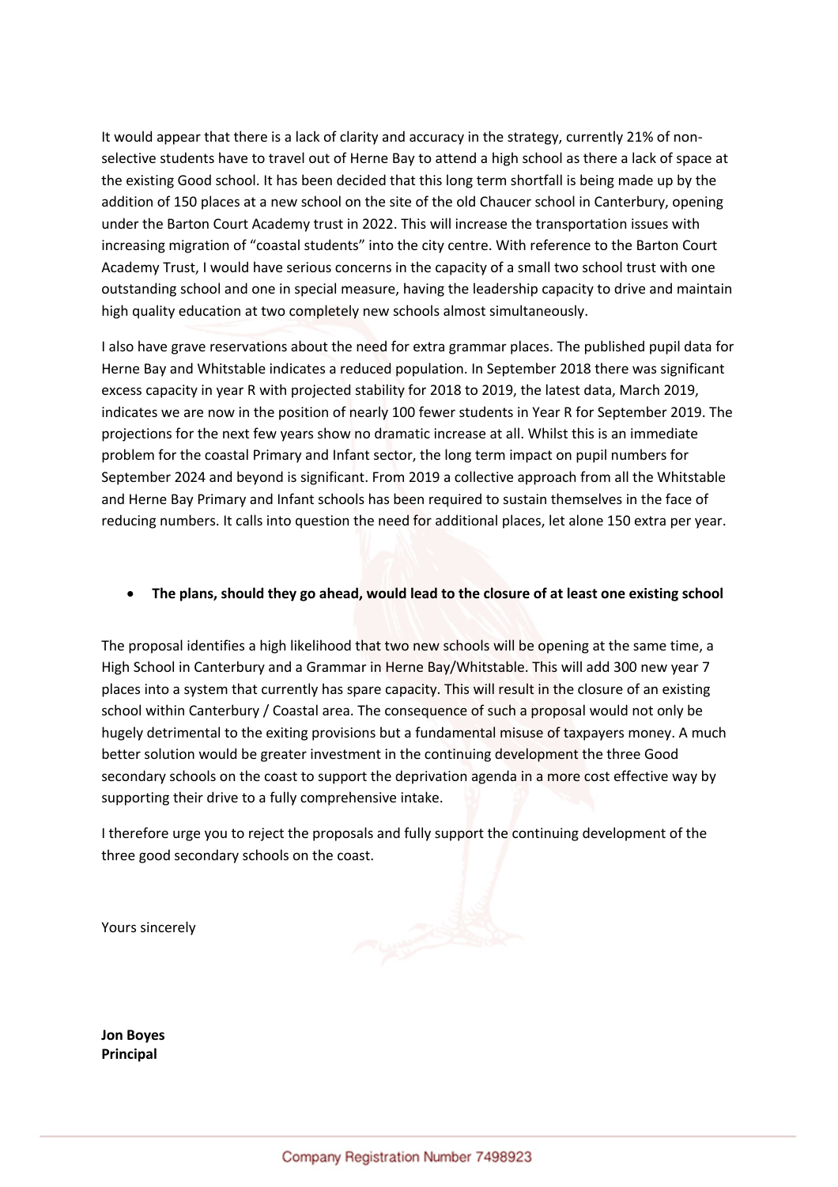It would appear that there is a lack of clarity and accuracy in the strategy, currently 21% of non-selective students have to travel out of Herne Bay to attend a high school as there a lack of space at the existing Good school. It has been decided that this long term shortfall is being made up by the addition of 150 places at a new school on the site of the old Chaucer school in Canterbury, opening under the Barton Court Academy trust in 2022. This will increase the transportation issues with increasing migration of "coastal students" into the city centre. With reference to the Barton Court Academy Trust, I would have serious concerns in the capacity of a small two school trust with one outstanding school and one in special measure, having the leadership capacity to drive and maintain high quality education at two completely new schools almost simultaneously.

I also have grave reservations about the need for extra grammar places. The published pupil data for Herne Bay and Whitstable indicates a reduced population. In September 2018 there was significant excess capacity in year R with projected stability for 2018 to 2019, the latest data, March 2019, indicates we are now in the position of nearly 100 fewer students in Year R for September 2019. The projections for the next few years show no dramatic increase at all. Whilst this is an immediate problem for the coastal Primary and Infant sector, the long term impact on pupil numbers for September 2024 and beyond is significant. From 2019 a collective approach from all the Whitstable and Herne Bay Primary and Infant schools has been required to sustain themselves in the face of reducing numbers. It calls into question the need for additional places, let alone 150 extra per year.

- **The plans, should they go ahead, would lead to the closure of at least one existing school**

The proposal identifies a high likelihood that two new schools will be opening at the same time, a High School in Canterbury and a Grammar in Herne Bay/Whitstable. This will add 300 new year 7 places into a system that currently has spare capacity. This will result in the closure of an existing school within Canterbury / Coastal area. The consequence of such a proposal would not only be hugely detrimental to the exiting provisions but a fundamental misuse of taxpayers money. A much better solution would be greater investment in the continuing development the three Good secondary schools on the coast to support the deprivation agenda in a more cost effective way by supporting their drive to a fully comprehensive intake.

I therefore urge you to reject the proposals and fully support the continuing development of the three good secondary schools on the coast.

Yours sincerely

**Jon Boyes**
**Principal**